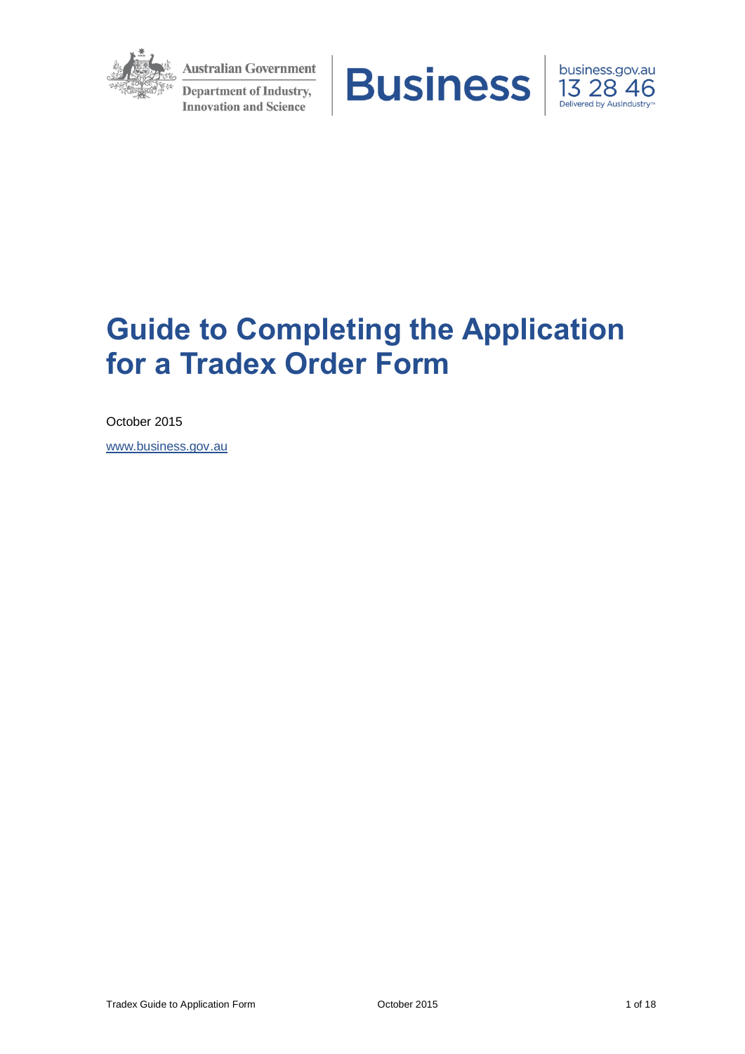Australian Government

Department of Industry, Innovation and Science

Business

business.gov.au
13 28 46
Delivered by AusIndustry™

# Guide to Completing the Application for a Tradex Order Form

October 2015

www.business.gov.au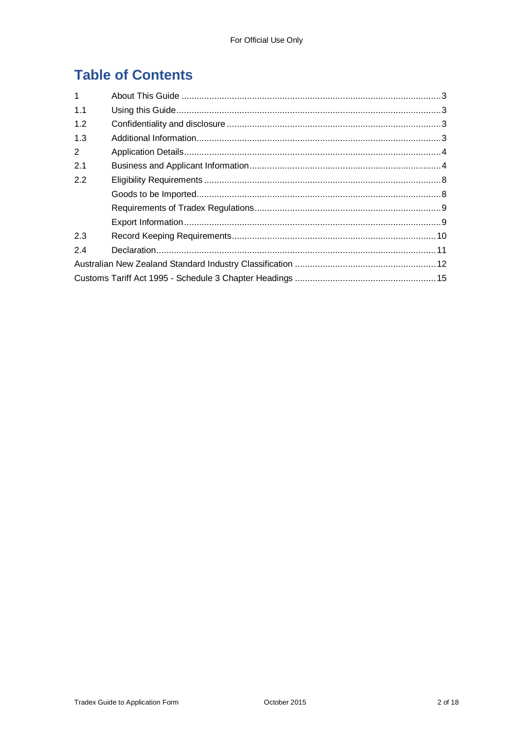# Table of Contents

| | | |
|---|---|---|
| 1 | About This Guide | 3 |
| 1.1 | Using this Guide | 3 |
| 1.2 | Confidentiality and disclosure | 3 |
| 1.3 | Additional Information | 3 |
| 2 | Application Details | 4 |
| 2.1 | Business and Applicant Information | 4 |
| 2.2 | Eligibility Requirements | 8 |
| | Goods to be Imported | 8 |
| | Requirements of Tradex Regulations | 9 |
| | Export Information | 9 |
| 2.3 | Record Keeping Requirements | 10 |
| 2.4 | Declaration | 11 |
| Australian New Zealand Standard Industry Classification | | 12 |
| Customs Tariff Act 1995 - Schedule 3 Chapter Headings | | 15 |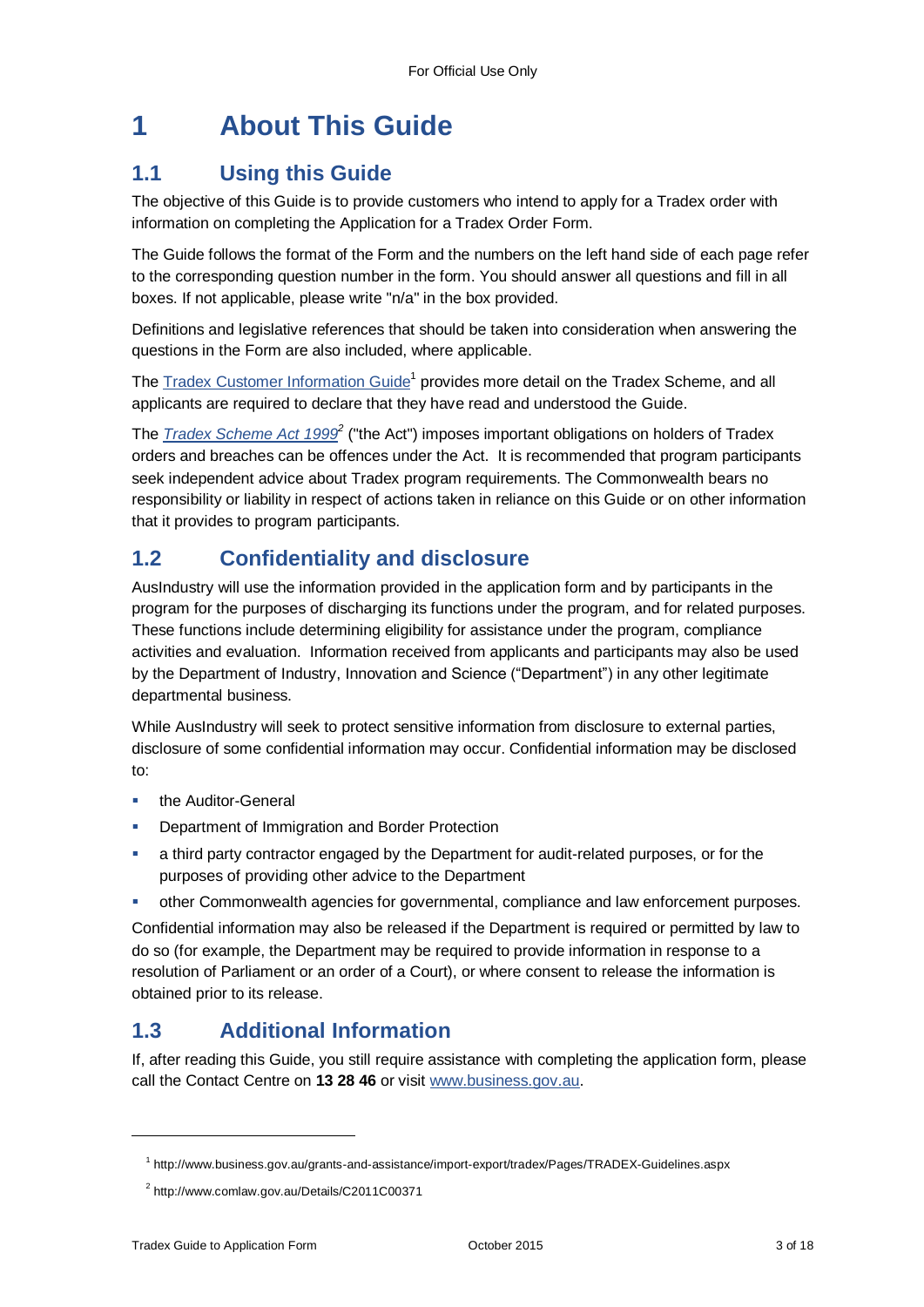# 1 About This Guide

## 1.1 Using this Guide

The objective of this Guide is to provide customers who intend to apply for a Tradex order with information on completing the Application for a Tradex Order Form.

The Guide follows the format of the Form and the numbers on the left hand side of each page refer to the corresponding question number in the form. You should answer all questions and fill in all boxes. If not applicable, please write "n/a" in the box provided.

Definitions and legislative references that should be taken into consideration when answering the questions in the Form are also included, where applicable.

The Tradex Customer Information Guide[1] provides more detail on the Tradex Scheme, and all applicants are required to declare that they have read and understood the Guide.

The *Tradex Scheme Act 1999*[2] ("the Act") imposes important obligations on holders of Tradex orders and breaches can be offences under the Act. It is recommended that program participants seek independent advice about Tradex program requirements. The Commonwealth bears no responsibility or liability in respect of actions taken in reliance on this Guide or on other information that it provides to program participants.

## 1.2 Confidentiality and disclosure

AusIndustry will use the information provided in the application form and by participants in the program for the purposes of discharging its functions under the program, and for related purposes. These functions include determining eligibility for assistance under the program, compliance activities and evaluation. Information received from applicants and participants may also be used by the Department of Industry, Innovation and Science ("Department") in any other legitimate departmental business.

While AusIndustry will seek to protect sensitive information from disclosure to external parties, disclosure of some confidential information may occur. Confidential information may be disclosed to:

- the Auditor-General
- Department of Immigration and Border Protection
- a third party contractor engaged by the Department for audit-related purposes, or for the purposes of providing other advice to the Department
- other Commonwealth agencies for governmental, compliance and law enforcement purposes.

Confidential information may also be released if the Department is required or permitted by law to do so (for example, the Department may be required to provide information in response to a resolution of Parliament or an order of a Court), or where consent to release the information is obtained prior to its release.

## 1.3 Additional Information

If, after reading this Guide, you still require assistance with completing the application form, please call the Contact Centre on **13 28 46** or visit www.business.gov.au.

---

[1] http://www.business.gov.au/grants-and-assistance/import-export/tradex/Pages/TRADEX-Guidelines.aspx

[2] http://www.comlaw.gov.au/Details/C2011C00371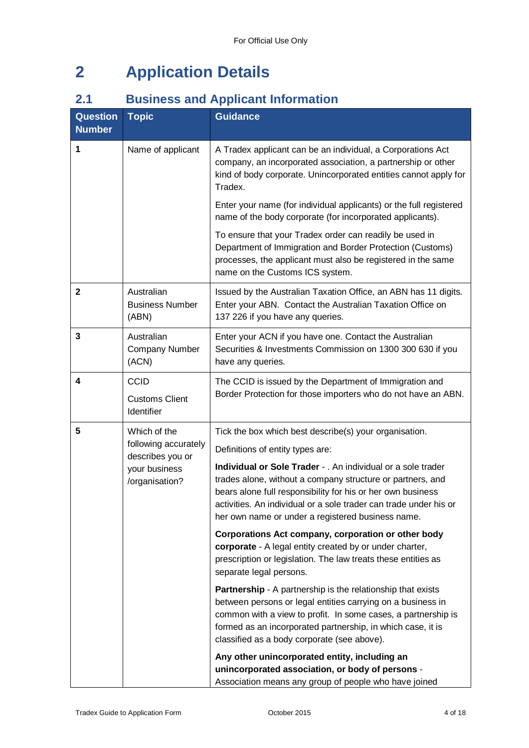# 2 Application Details

## 2.1 Business and Applicant Information

| Question Number | Topic | Guidance |
|---|---|---|
| 1 | Name of applicant | A Tradex applicant can be an individual, a Corporations Act company, an incorporated association, a partnership or other kind of body corporate. Unincorporated entities cannot apply for Tradex.<br><br>Enter your name (for individual applicants) or the full registered name of the body corporate (for incorporated applicants).<br><br>To ensure that your Tradex order can readily be used in Department of Immigration and Border Protection (Customs) processes, the applicant must also be registered in the same name on the Customs ICS system. |
| 2 | Australian Business Number (ABN) | Issued by the Australian Taxation Office, an ABN has 11 digits. Enter your ABN. Contact the Australian Taxation Office on 137 226 if you have any queries. |
| 3 | Australian Company Number (ACN) | Enter your ACN if you have one. Contact the Australian Securities & Investments Commission on 1300 300 630 if you have any queries. |
| 4 | CCID<br><br>Customs Client Identifier | The CCID is issued by the Department of Immigration and Border Protection for those importers who do not have an ABN. |
| 5 | Which of the following accurately describes you or your business /organisation? | Tick the box which best describe(s) your organisation.<br><br>Definitions of entity types are:<br><br>**Individual or Sole Trader** - . An individual or a sole trader trades alone, without a company structure or partners, and bears alone full responsibility for his or her own business activities. An individual or a sole trader can trade under his or her own name or under a registered business name.<br><br>**Corporations Act company, corporation or other body corporate** - A legal entity created by or under charter, prescription or legislation. The law treats these entities as separate legal persons.<br><br>**Partnership** - A partnership is the relationship that exists between persons or legal entities carrying on a business in common with a view to profit. In some cases, a partnership is formed as an incorporated partnership, in which case, it is classified as a body corporate (see above).<br><br>**Any other unincorporated entity, including an unincorporated association, or body of persons** - Association means any group of people who have joined |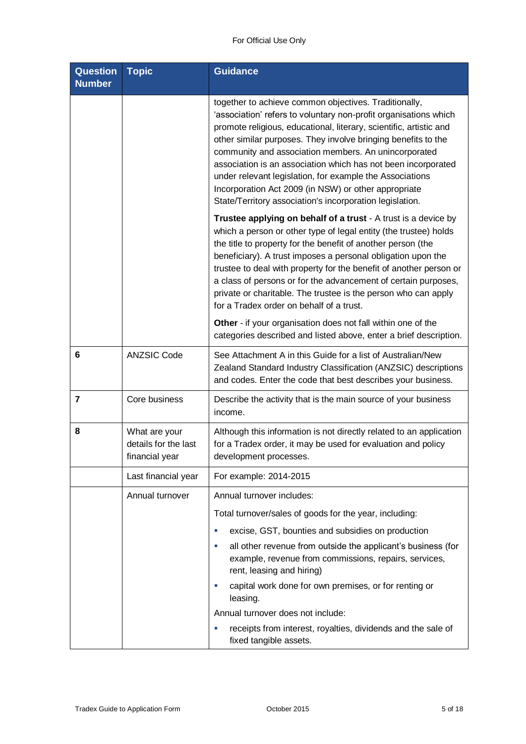| Question Number | Topic | Guidance |
| --- | --- | --- |
| | | together to achieve common objectives. Traditionally, 'association' refers to voluntary non-profit organisations which promote religious, educational, literary, scientific, artistic and other similar purposes. They involve bringing benefits to the community and association members. An unincorporated association is an association which has not been incorporated under relevant legislation, for example the Associations Incorporation Act 2009 (in NSW) or other appropriate State/Territory association's incorporation legislation.<br><br>**Trustee applying on behalf of a trust** - A trust is a device by which a person or other type of legal entity (the trustee) holds the title to property for the benefit of another person (the beneficiary). A trust imposes a personal obligation upon the trustee to deal with property for the benefit of another person or a class of persons or for the advancement of certain purposes, private or charitable. The trustee is the person who can apply for a Tradex order on behalf of a trust.<br><br>**Other** - if your organisation does not fall within one of the categories described and listed above, enter a brief description. |
| **6** | ANZSIC Code | See Attachment A in this Guide for a list of Australian/New Zealand Standard Industry Classification (ANZSIC) descriptions and codes. Enter the code that best describes your business. |
| **7** | Core business | Describe the activity that is the main source of your business income. |
| **8** | What are your details for the last financial year | Although this information is not directly related to an application for a Tradex order, it may be used for evaluation and policy development processes. |
| | Last financial year | For example: 2014-2015 |
| | Annual turnover | Annual turnover includes:<br><br>Total turnover/sales of goods for the year, including:<br>- excise, GST, bounties and subsidies on production<br>- all other revenue from outside the applicant's business (for example, revenue from commissions, repairs, services, rent, leasing and hiring)<br>- capital work done for own premises, or for renting or leasing.<br><br>Annual turnover does not include:<br>- receipts from interest, royalties, dividends and the sale of fixed tangible assets. |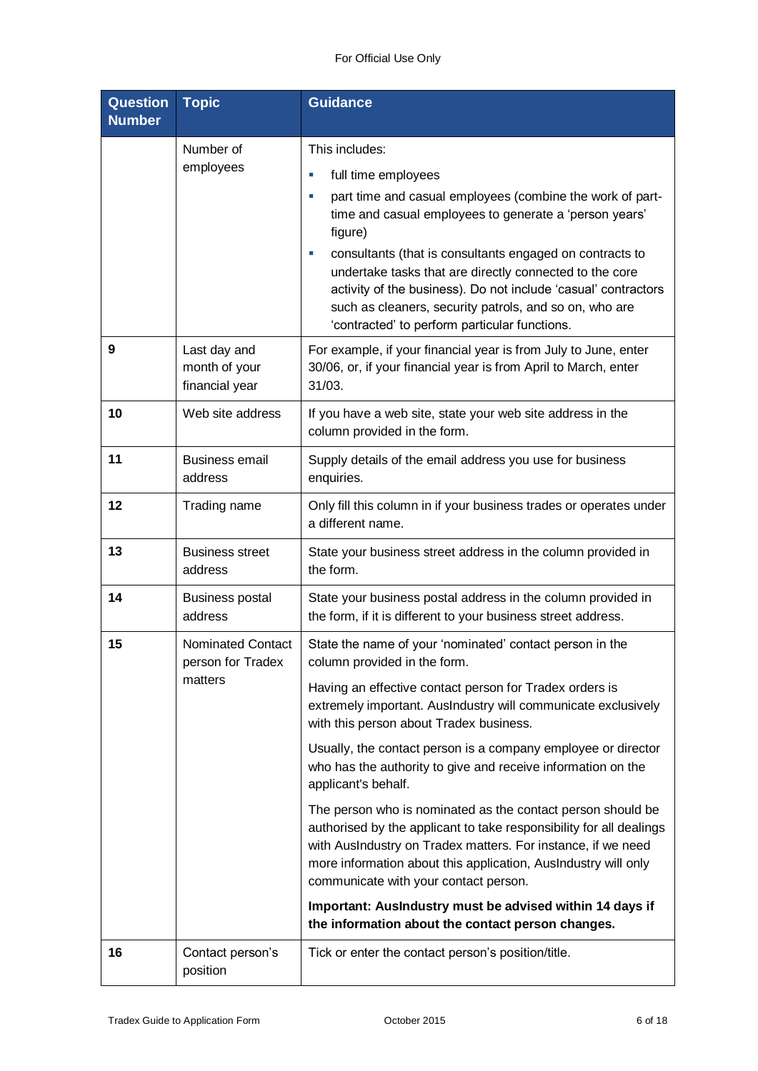| Question Number | Topic | Guidance |
|---|---|---|
| | Number of employees | This includes:<br>▪ full time employees<br>▪ part time and casual employees (combine the work of part-time and casual employees to generate a 'person years' figure)<br>▪ consultants (that is consultants engaged on contracts to undertake tasks that are directly connected to the core activity of the business). Do not include 'casual' contractors such as cleaners, security patrols, and so on, who are 'contracted' to perform particular functions. |
| **9** | Last day and month of your financial year | For example, if your financial year is from July to June, enter 30/06, or, if your financial year is from April to March, enter 31/03. |
| **10** | Web site address | If you have a web site, state your web site address in the column provided in the form. |
| **11** | Business email address | Supply details of the email address you use for business enquiries. |
| **12** | Trading name | Only fill this column in if your business trades or operates under a different name. |
| **13** | Business street address | State your business street address in the column provided in the form. |
| **14** | Business postal address | State your business postal address in the column provided in the form, if it is different to your business street address. |
| **15** | Nominated Contact person for Tradex matters | State the name of your 'nominated' contact person in the column provided in the form.<br><br>Having an effective contact person for Tradex orders is extremely important. AusIndustry will communicate exclusively with this person about Tradex business.<br><br>Usually, the contact person is a company employee or director who has the authority to give and receive information on the applicant's behalf.<br><br>The person who is nominated as the contact person should be authorised by the applicant to take responsibility for all dealings with AusIndustry on Tradex matters. For instance, if we need more information about this application, AusIndustry will only communicate with your contact person.<br><br>**Important: AusIndustry must be advised within 14 days if the information about the contact person changes.** |
| **16** | Contact person's position | Tick or enter the contact person's position/title. |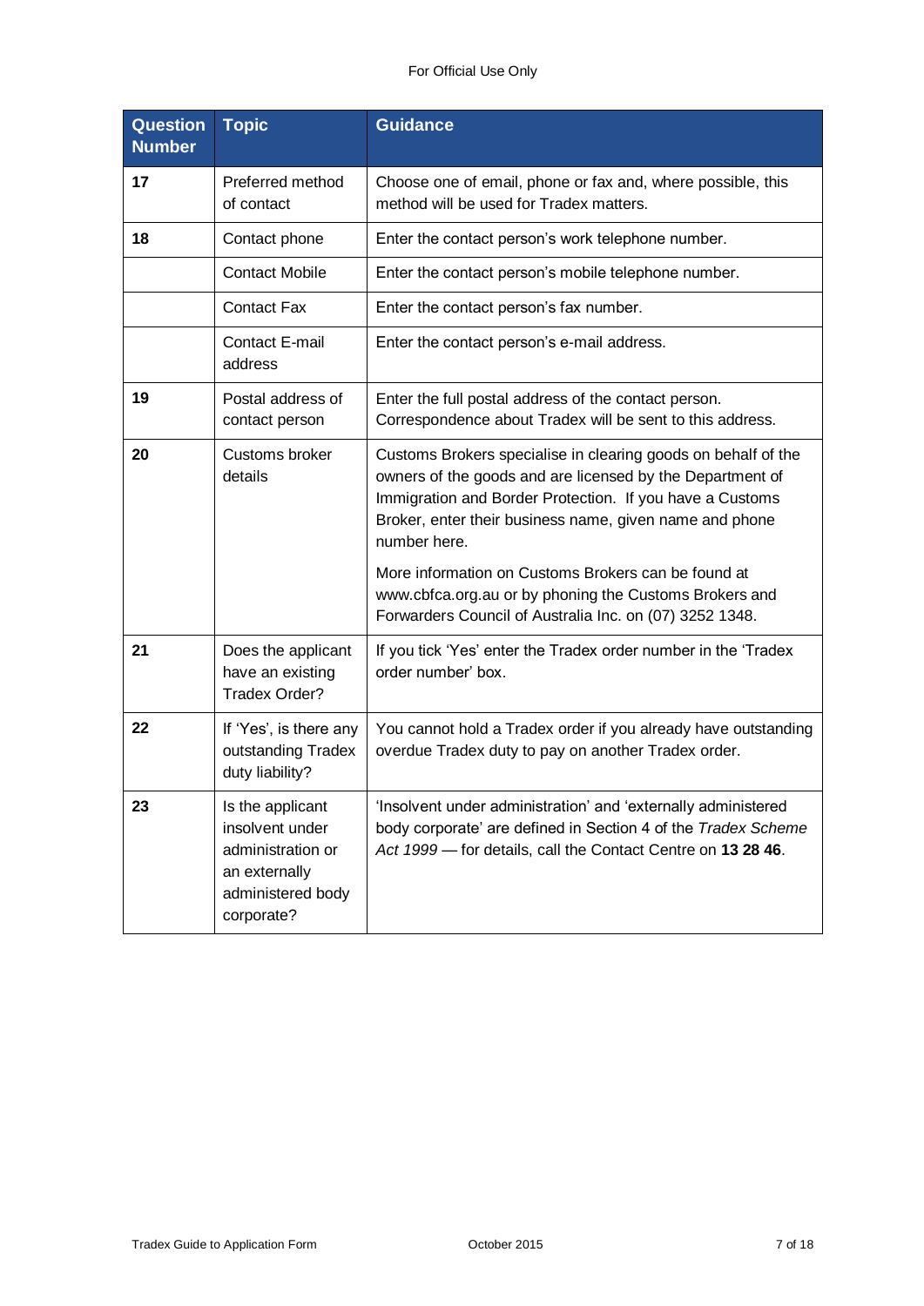| Question Number | Topic | Guidance |
|---|---|---|
| **17** | Preferred method of contact | Choose one of email, phone or fax and, where possible, this method will be used for Tradex matters. |
| **18** | Contact phone | Enter the contact person's work telephone number. |
| | Contact Mobile | Enter the contact person's mobile telephone number. |
| | Contact Fax | Enter the contact person's fax number. |
| | Contact E-mail address | Enter the contact person's e-mail address. |
| **19** | Postal address of contact person | Enter the full postal address of the contact person. Correspondence about Tradex will be sent to this address. |
| **20** | Customs broker details | Customs Brokers specialise in clearing goods on behalf of the owners of the goods and are licensed by the Department of Immigration and Border Protection. If you have a Customs Broker, enter their business name, given name and phone number here.<br><br>More information on Customs Brokers can be found at www.cbfca.org.au or by phoning the Customs Brokers and Forwarders Council of Australia Inc. on (07) 3252 1348. |
| **21** | Does the applicant have an existing Tradex Order? | If you tick 'Yes' enter the Tradex order number in the 'Tradex order number' box. |
| **22** | If 'Yes', is there any outstanding Tradex duty liability? | You cannot hold a Tradex order if you already have outstanding overdue Tradex duty to pay on another Tradex order. |
| **23** | Is the applicant insolvent under administration or an externally administered body corporate? | 'Insolvent under administration' and 'externally administered body corporate' are defined in Section 4 of the *Tradex Scheme Act 1999* — for details, call the Contact Centre on **13 28 46**. |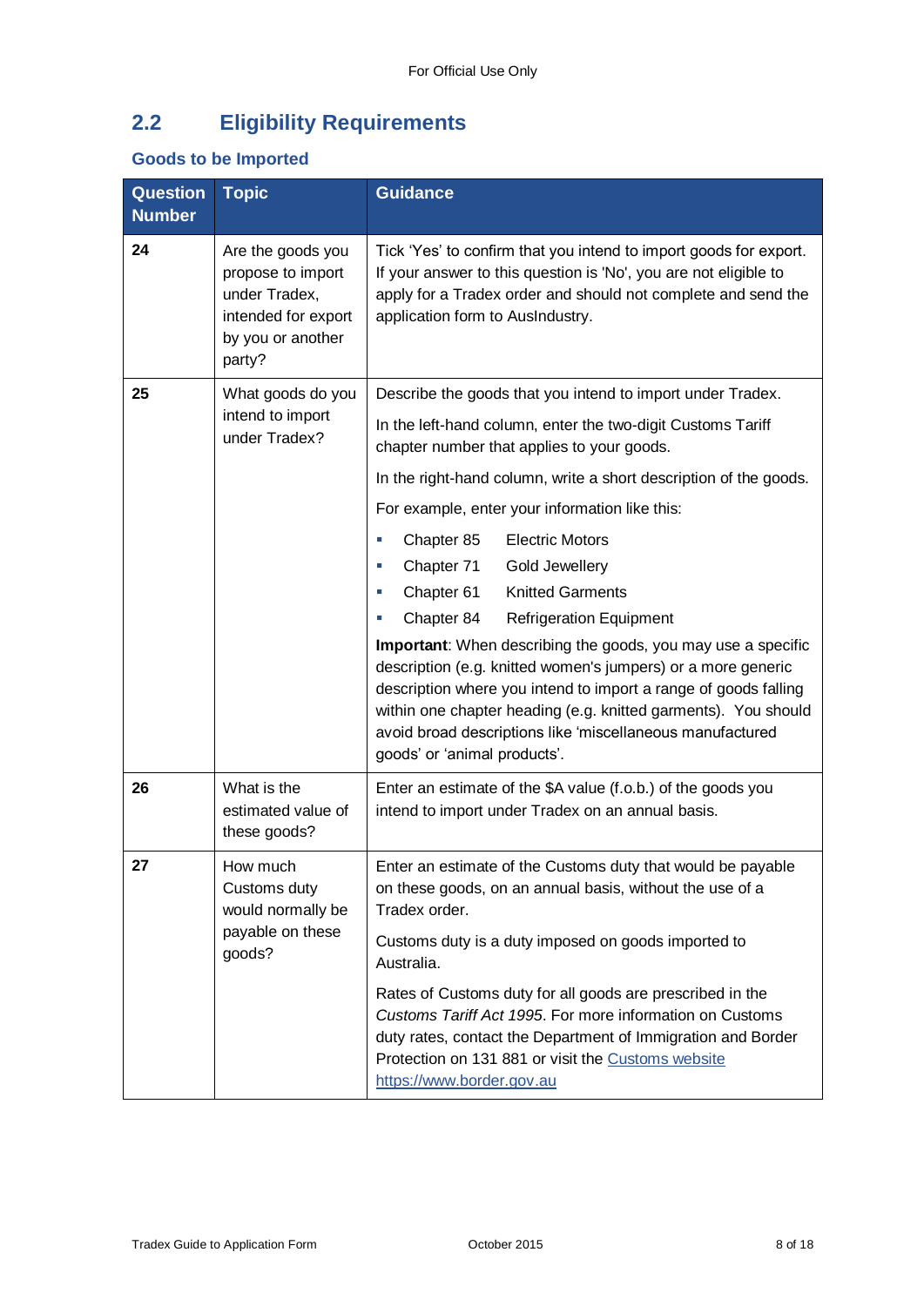## 2.2 Eligibility Requirements

### Goods to be Imported

| Question Number | Topic | Guidance |
|---|---|---|
| **24** | Are the goods you propose to import under Tradex, intended for export by you or another party? | Tick 'Yes' to confirm that you intend to import goods for export. If your answer to this question is 'No', you are not eligible to apply for a Tradex order and should not complete and send the application form to AusIndustry. |
| **25** | What goods do you intend to import under Tradex? | Describe the goods that you intend to import under Tradex.<br>In the left-hand column, enter the two-digit Customs Tariff chapter number that applies to your goods.<br>In the right-hand column, write a short description of the goods.<br>For example, enter your information like this:<br>▪ Chapter 85 Electric Motors<br>▪ Chapter 71 Gold Jewellery<br>▪ Chapter 61 Knitted Garments<br>▪ Chapter 84 Refrigeration Equipment<br>**Important**: When describing the goods, you may use a specific description (e.g. knitted women's jumpers) or a more generic description where you intend to import a range of goods falling within one chapter heading (e.g. knitted garments). You should avoid broad descriptions like 'miscellaneous manufactured goods' or 'animal products'. |
| **26** | What is the estimated value of these goods? | Enter an estimate of the $A value (f.o.b.) of the goods you intend to import under Tradex on an annual basis. |
| **27** | How much Customs duty would normally be payable on these goods? | Enter an estimate of the Customs duty that would be payable on these goods, on an annual basis, without the use of a Tradex order.<br>Customs duty is a duty imposed on goods imported to Australia.<br>Rates of Customs duty for all goods are prescribed in the *Customs Tariff Act 1995*. For more information on Customs duty rates, contact the Department of Immigration and Border Protection on 131 881 or visit the [Customs website](https://www.border.gov.au) [https://www.border.gov.au](https://www.border.gov.au) |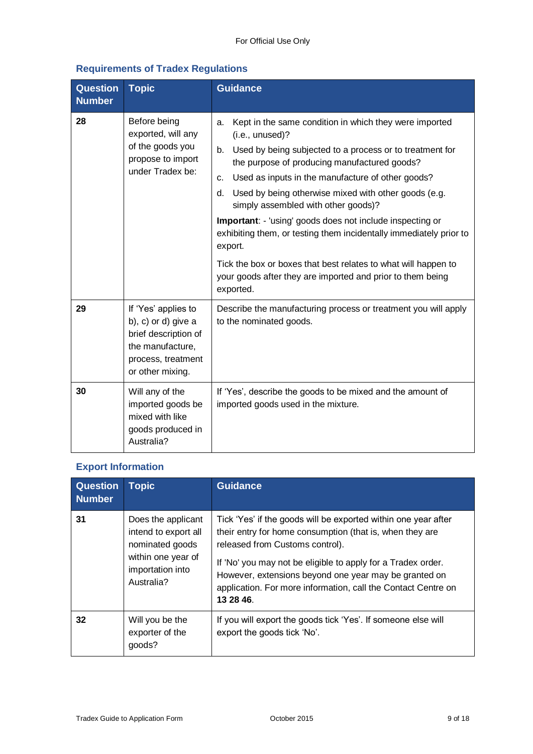## Requirements of Tradex Regulations

| Question Number | Topic | Guidance |
|---|---|---|
| **28** | Before being exported, will any of the goods you propose to import under Tradex be: | a. Kept in the same condition in which they were imported (i.e., unused)?<br>b. Used by being subjected to a process or to treatment for the purpose of producing manufactured goods?<br>c. Used as inputs in the manufacture of other goods?<br>d. Used by being otherwise mixed with other goods (e.g. simply assembled with other goods)?<br>**Important**: - 'using' goods does not include inspecting or exhibiting them, or testing them incidentally immediately prior to export.<br>Tick the box or boxes that best relates to what will happen to your goods after they are imported and prior to them being exported. |
| **29** | If 'Yes' applies to b), c) or d) give a brief description of the manufacture, process, treatment or other mixing. | Describe the manufacturing process or treatment you will apply to the nominated goods. |
| **30** | Will any of the imported goods be mixed with like goods produced in Australia? | If 'Yes', describe the goods to be mixed and the amount of imported goods used in the mixture. |

## Export Information

| Question Number | Topic | Guidance |
|---|---|---|
| **31** | Does the applicant intend to export all nominated goods within one year of importation into Australia? | Tick 'Yes' if the goods will be exported within one year after their entry for home consumption (that is, when they are released from Customs control).<br>If 'No' you may not be eligible to apply for a Tradex order. However, extensions beyond one year may be granted on application. For more information, call the Contact Centre on **13 28 46**. |
| **32** | Will you be the exporter of the goods? | If you will export the goods tick 'Yes'. If someone else will export the goods tick 'No'. |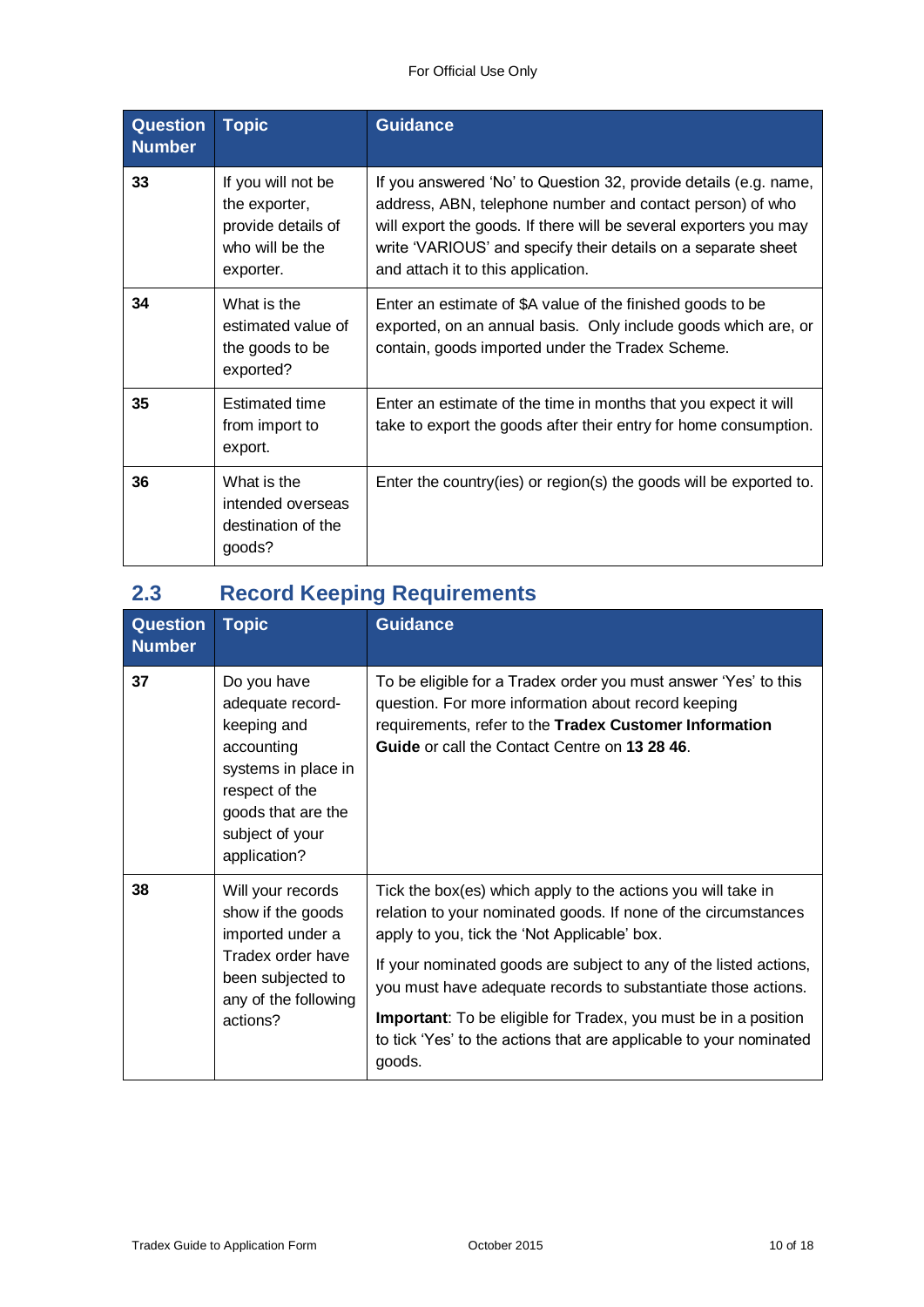| Question Number | Topic | Guidance |
| --- | --- | --- |
| **33** | If you will not be the exporter, provide details of who will be the exporter. | If you answered 'No' to Question 32, provide details (e.g. name, address, ABN, telephone number and contact person) of who will export the goods. If there will be several exporters you may write 'VARIOUS' and specify their details on a separate sheet and attach it to this application. |
| **34** | What is the estimated value of the goods to be exported? | Enter an estimate of $A value of the finished goods to be exported, on an annual basis. Only include goods which are, or contain, goods imported under the Tradex Scheme. |
| **35** | Estimated time from import to export. | Enter an estimate of the time in months that you expect it will take to export the goods after their entry for home consumption. |
| **36** | What is the intended overseas destination of the goods? | Enter the country(ies) or region(s) the goods will be exported to. |

## 2.3 Record Keeping Requirements

| Question Number | Topic | Guidance |
| --- | --- | --- |
| **37** | Do you have adequate record-keeping and accounting systems in place in respect of the goods that are the subject of your application? | To be eligible for a Tradex order you must answer 'Yes' to this question. For more information about record keeping requirements, refer to the **Tradex Customer Information Guide** or call the Contact Centre on **13 28 46**. |
| **38** | Will your records show if the goods imported under a Tradex order have been subjected to any of the following actions? | Tick the box(es) which apply to the actions you will take in relation to your nominated goods. If none of the circumstances apply to you, tick the 'Not Applicable' box.<br><br>If your nominated goods are subject to any of the listed actions, you must have adequate records to substantiate those actions.<br><br>**Important**: To be eligible for Tradex, you must be in a position to tick 'Yes' to the actions that are applicable to your nominated goods. |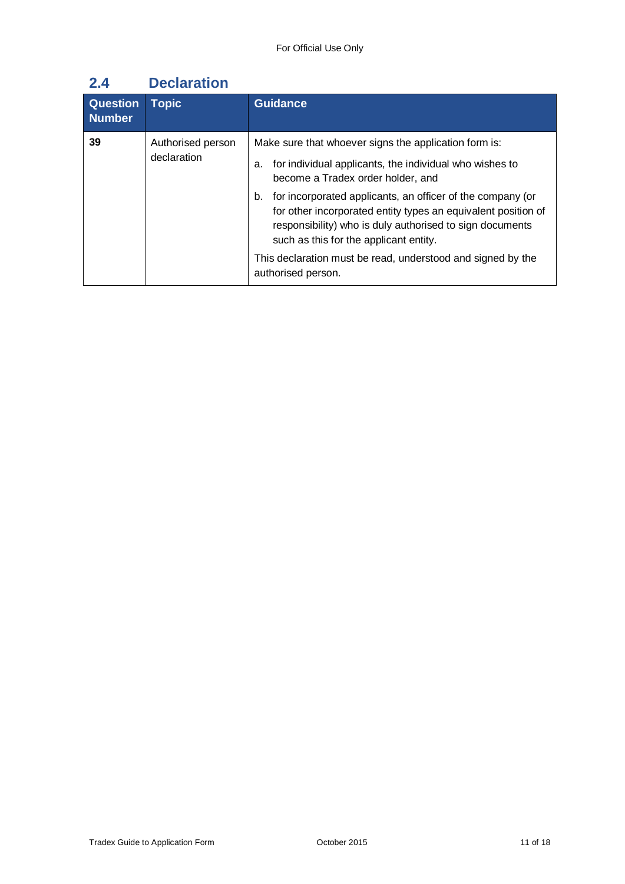## 2.4 Declaration

| Question Number | Topic | Guidance |
|---|---|---|
| **39** | Authorised person declaration | Make sure that whoever signs the application form is:<br>a. for individual applicants, the individual who wishes to become a Tradex order holder, and<br>b. for incorporated applicants, an officer of the company (or for other incorporated entity types an equivalent position of responsibility) who is duly authorised to sign documents such as this for the applicant entity.<br>This declaration must be read, understood and signed by the authorised person. |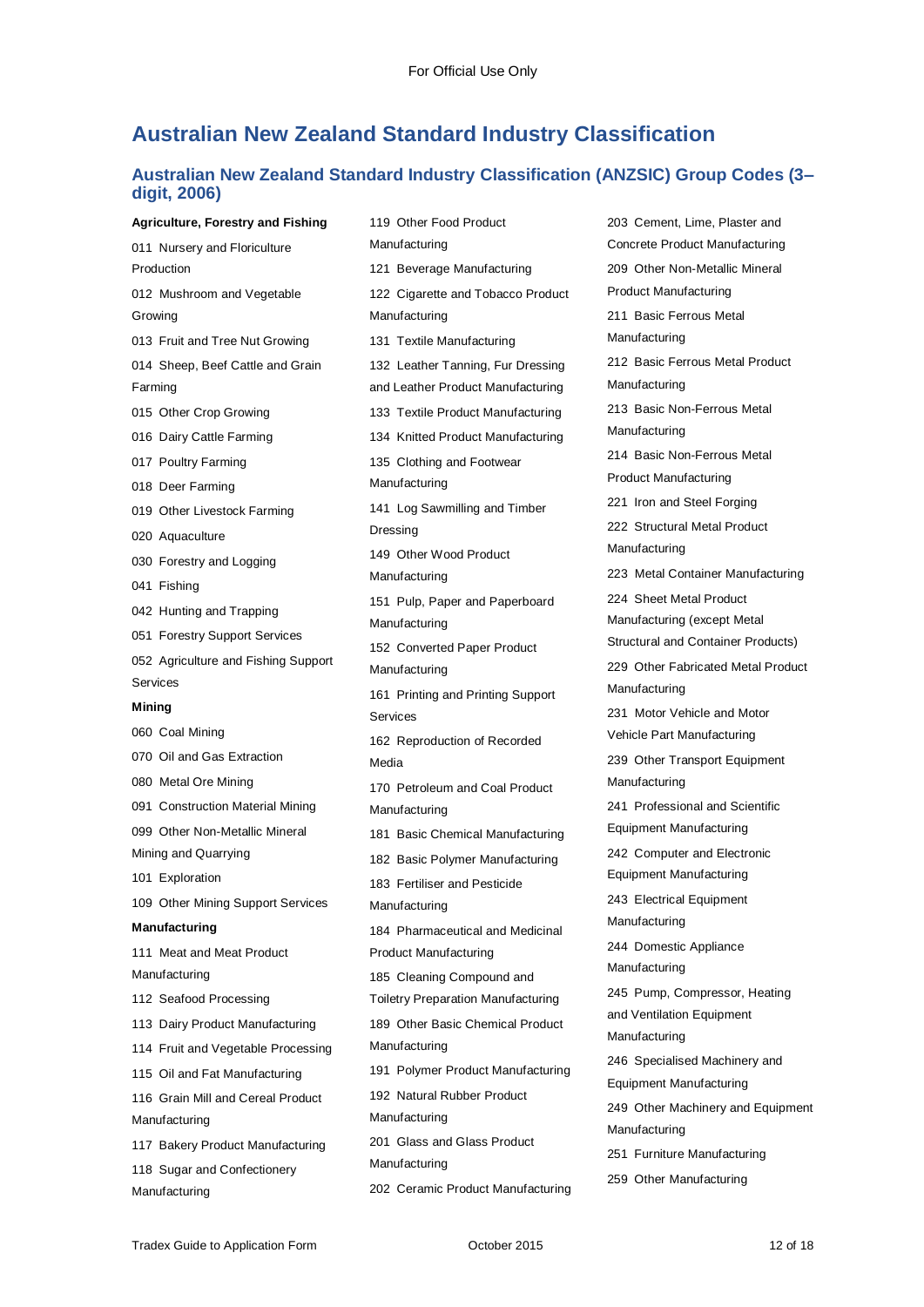# Australian New Zealand Standard Industry Classification

## Australian New Zealand Standard Industry Classification (ANZSIC) Group Codes (3–digit, 2006)

**Agriculture, Forestry and Fishing**

011 Nursery and Floriculture Production

012 Mushroom and Vegetable Growing

013 Fruit and Tree Nut Growing

014 Sheep, Beef Cattle and Grain Farming

015 Other Crop Growing

016 Dairy Cattle Farming

017 Poultry Farming

018 Deer Farming

019 Other Livestock Farming

020 Aquaculture

030 Forestry and Logging

041 Fishing

042 Hunting and Trapping

051 Forestry Support Services

052 Agriculture and Fishing Support Services

**Mining**

060 Coal Mining

070 Oil and Gas Extraction

080 Metal Ore Mining

091 Construction Material Mining

099 Other Non-Metallic Mineral Mining and Quarrying

101 Exploration

109 Other Mining Support Services

**Manufacturing**

111 Meat and Meat Product Manufacturing

112 Seafood Processing

113 Dairy Product Manufacturing

114 Fruit and Vegetable Processing

115 Oil and Fat Manufacturing

116 Grain Mill and Cereal Product Manufacturing

117 Bakery Product Manufacturing

118 Sugar and Confectionery Manufacturing

119 Other Food Product Manufacturing

121 Beverage Manufacturing

122 Cigarette and Tobacco Product Manufacturing

131 Textile Manufacturing

132 Leather Tanning, Fur Dressing and Leather Product Manufacturing

133 Textile Product Manufacturing

134 Knitted Product Manufacturing

135 Clothing and Footwear Manufacturing

141 Log Sawmilling and Timber Dressing

149 Other Wood Product Manufacturing

151 Pulp, Paper and Paperboard Manufacturing

152 Converted Paper Product Manufacturing

161 Printing and Printing Support Services

162 Reproduction of Recorded Media

170 Petroleum and Coal Product Manufacturing

181 Basic Chemical Manufacturing

182 Basic Polymer Manufacturing

183 Fertiliser and Pesticide Manufacturing

184 Pharmaceutical and Medicinal Product Manufacturing

185 Cleaning Compound and Toiletry Preparation Manufacturing

189 Other Basic Chemical Product Manufacturing

191 Polymer Product Manufacturing

192 Natural Rubber Product Manufacturing

201 Glass and Glass Product Manufacturing

202 Ceramic Product Manufacturing

203 Cement, Lime, Plaster and Concrete Product Manufacturing

209 Other Non-Metallic Mineral Product Manufacturing

211 Basic Ferrous Metal Manufacturing

212 Basic Ferrous Metal Product Manufacturing

213 Basic Non-Ferrous Metal Manufacturing

214 Basic Non-Ferrous Metal Product Manufacturing

221 Iron and Steel Forging

222 Structural Metal Product Manufacturing

223 Metal Container Manufacturing

224 Sheet Metal Product Manufacturing (except Metal Structural and Container Products)

229 Other Fabricated Metal Product Manufacturing

231 Motor Vehicle and Motor Vehicle Part Manufacturing

239 Other Transport Equipment Manufacturing

241 Professional and Scientific Equipment Manufacturing

242 Computer and Electronic Equipment Manufacturing

243 Electrical Equipment Manufacturing

244 Domestic Appliance Manufacturing

245 Pump, Compressor, Heating and Ventilation Equipment Manufacturing

246 Specialised Machinery and Equipment Manufacturing

249 Other Machinery and Equipment Manufacturing

251 Furniture Manufacturing

259 Other Manufacturing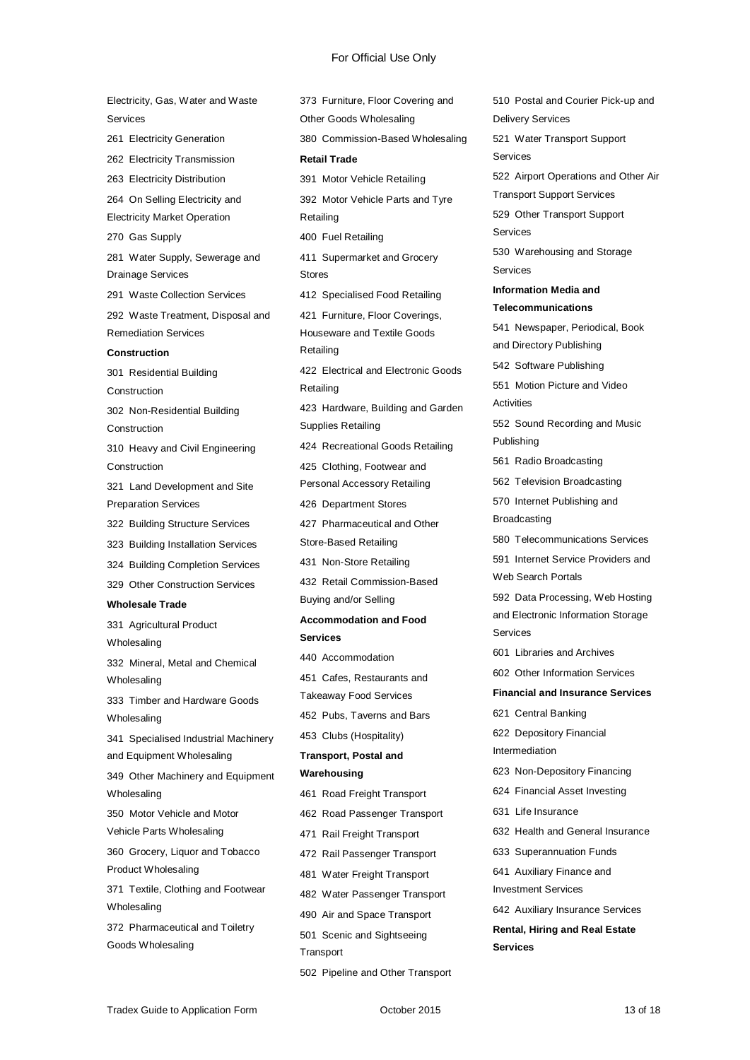Electricity, Gas, Water and Waste Services

261 Electricity Generation

262 Electricity Transmission

263 Electricity Distribution

264 On Selling Electricity and Electricity Market Operation

270 Gas Supply

281 Water Supply, Sewerage and Drainage Services

291 Waste Collection Services

292 Waste Treatment, Disposal and Remediation Services

**Construction**

301 Residential Building Construction

302 Non-Residential Building Construction

310 Heavy and Civil Engineering Construction

321 Land Development and Site Preparation Services

322 Building Structure Services

323 Building Installation Services

324 Building Completion Services

329 Other Construction Services

**Wholesale Trade**

331 Agricultural Product Wholesaling

332 Mineral, Metal and Chemical Wholesaling

333 Timber and Hardware Goods Wholesaling

341 Specialised Industrial Machinery and Equipment Wholesaling

349 Other Machinery and Equipment Wholesaling

350 Motor Vehicle and Motor Vehicle Parts Wholesaling

360 Grocery, Liquor and Tobacco Product Wholesaling

371 Textile, Clothing and Footwear Wholesaling

372 Pharmaceutical and Toiletry Goods Wholesaling

373 Furniture, Floor Covering and Other Goods Wholesaling

380 Commission-Based Wholesaling

**Retail Trade**

391 Motor Vehicle Retailing

392 Motor Vehicle Parts and Tyre Retailing

400 Fuel Retailing

411 Supermarket and Grocery Stores

412 Specialised Food Retailing

421 Furniture, Floor Coverings, Houseware and Textile Goods Retailing

422 Electrical and Electronic Goods Retailing

423 Hardware, Building and Garden Supplies Retailing

424 Recreational Goods Retailing

425 Clothing, Footwear and Personal Accessory Retailing

426 Department Stores

427 Pharmaceutical and Other Store-Based Retailing

431 Non-Store Retailing

432 Retail Commission-Based Buying and/or Selling

**Accommodation and Food Services**

440 Accommodation

451 Cafes, Restaurants and Takeaway Food Services

452 Pubs, Taverns and Bars

453 Clubs (Hospitality)

**Transport, Postal and Warehousing**

461 Road Freight Transport

462 Road Passenger Transport

471 Rail Freight Transport

472 Rail Passenger Transport

481 Water Freight Transport

482 Water Passenger Transport

490 Air and Space Transport

501 Scenic and Sightseeing Transport

502 Pipeline and Other Transport

510 Postal and Courier Pick-up and Delivery Services

521 Water Transport Support Services

522 Airport Operations and Other Air Transport Support Services

529 Other Transport Support Services

530 Warehousing and Storage Services

**Information Media and Telecommunications**

541 Newspaper, Periodical, Book and Directory Publishing

542 Software Publishing

551 Motion Picture and Video Activities

552 Sound Recording and Music Publishing

561 Radio Broadcasting

562 Television Broadcasting

570 Internet Publishing and Broadcasting

580 Telecommunications Services

591 Internet Service Providers and Web Search Portals

592 Data Processing, Web Hosting and Electronic Information Storage Services

601 Libraries and Archives

602 Other Information Services

**Financial and Insurance Services**

621 Central Banking

622 Depository Financial Intermediation

623 Non-Depository Financing

624 Financial Asset Investing

631 Life Insurance

632 Health and General Insurance

633 Superannuation Funds

641 Auxiliary Finance and Investment Services

642 Auxiliary Insurance Services

**Rental, Hiring and Real Estate Services**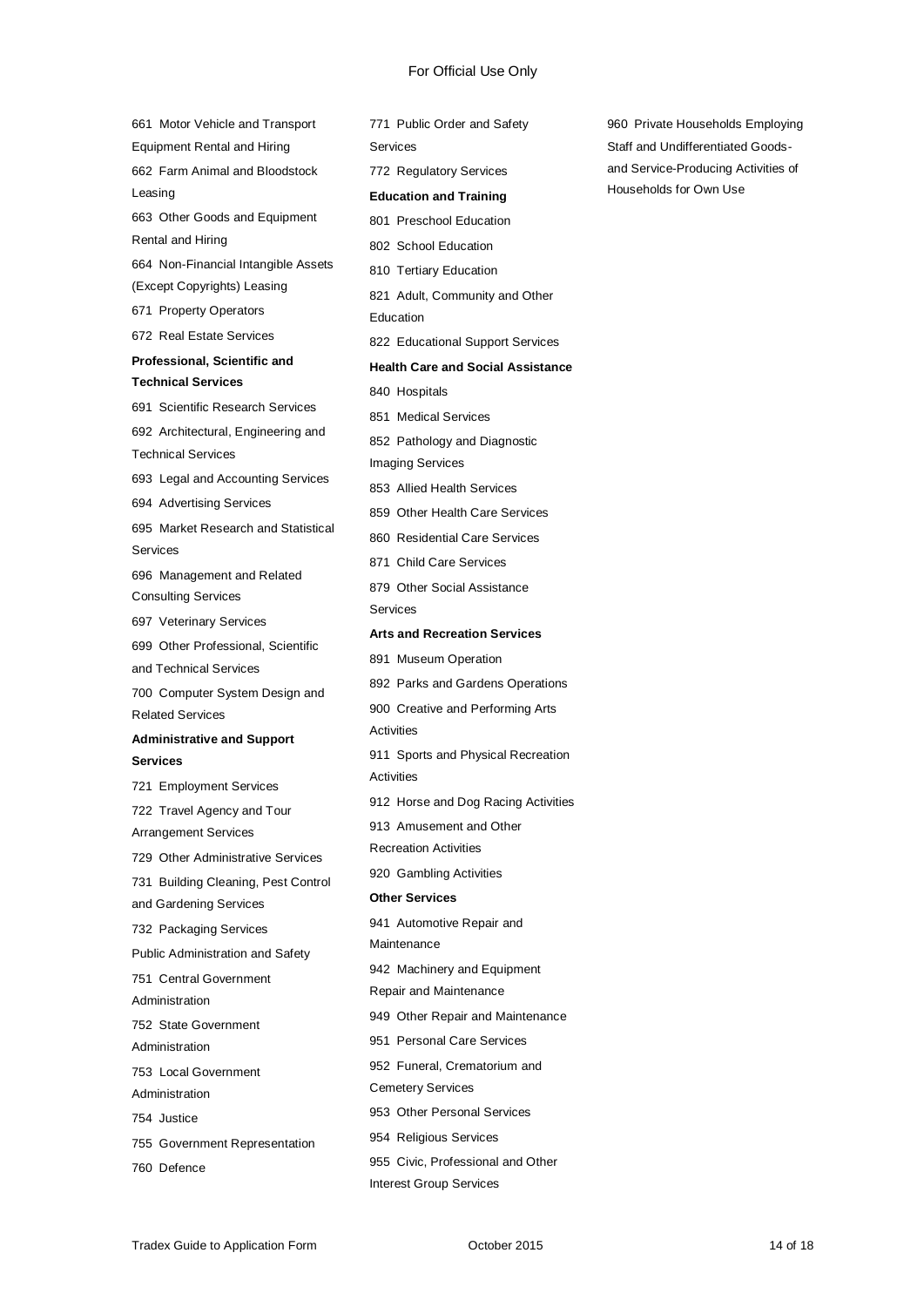For Official Use Only

661 Motor Vehicle and Transport Equipment Rental and Hiring

662 Farm Animal and Bloodstock Leasing

663 Other Goods and Equipment Rental and Hiring

664 Non-Financial Intangible Assets (Except Copyrights) Leasing

671 Property Operators

672 Real Estate Services

**Professional, Scientific and Technical Services**

691 Scientific Research Services

692 Architectural, Engineering and Technical Services

693 Legal and Accounting Services

694 Advertising Services

695 Market Research and Statistical Services

696 Management and Related Consulting Services

697 Veterinary Services

699 Other Professional, Scientific and Technical Services

700 Computer System Design and Related Services

**Administrative and Support Services**

721 Employment Services

722 Travel Agency and Tour Arrangement Services

729 Other Administrative Services

731 Building Cleaning, Pest Control and Gardening Services

732 Packaging Services

Public Administration and Safety

751 Central Government Administration

752 State Government Administration

753 Local Government Administration

754 Justice

755 Government Representation

760 Defence

771 Public Order and Safety Services

772 Regulatory Services

**Education and Training**

801 Preschool Education

802 School Education

810 Tertiary Education

821 Adult, Community and Other Education

822 Educational Support Services

**Health Care and Social Assistance**

840 Hospitals

851 Medical Services

852 Pathology and Diagnostic Imaging Services

853 Allied Health Services

859 Other Health Care Services

860 Residential Care Services

871 Child Care Services

879 Other Social Assistance Services

**Arts and Recreation Services**

891 Museum Operation

892 Parks and Gardens Operations

900 Creative and Performing Arts Activities

911 Sports and Physical Recreation Activities

912 Horse and Dog Racing Activities

913 Amusement and Other Recreation Activities

920 Gambling Activities

**Other Services**

941 Automotive Repair and Maintenance

942 Machinery and Equipment Repair and Maintenance

949 Other Repair and Maintenance

951 Personal Care Services

952 Funeral, Crematorium and Cemetery Services

953 Other Personal Services

954 Religious Services

955 Civic, Professional and Other Interest Group Services

960 Private Households Employing Staff and Undifferentiated Goods- and Service-Producing Activities of Households for Own Use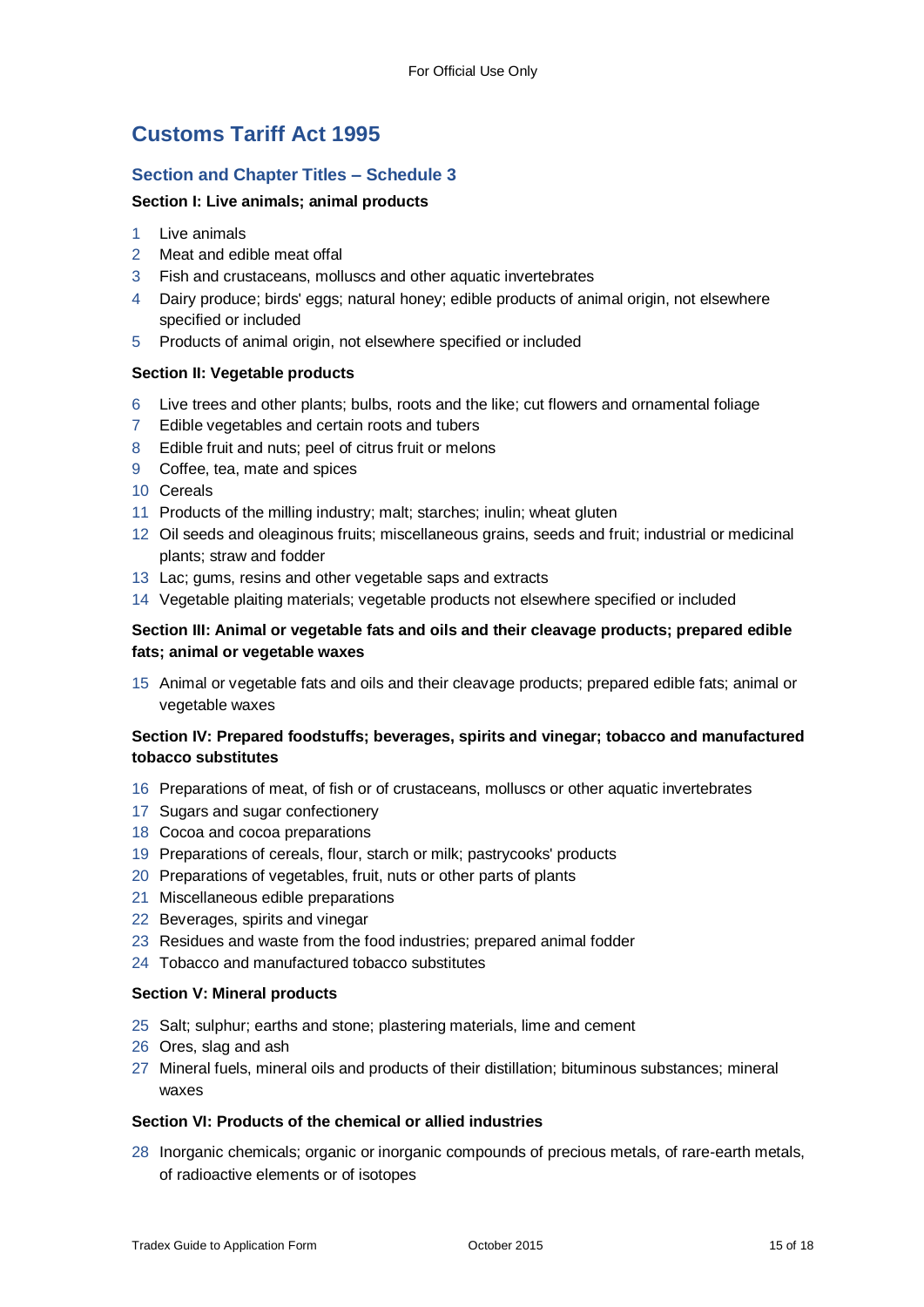# Customs Tariff Act 1995

## Section and Chapter Titles – Schedule 3

**Section I: Live animals; animal products**

1 Live animals
2 Meat and edible meat offal
3 Fish and crustaceans, molluscs and other aquatic invertebrates
4 Dairy produce; birds' eggs; natural honey; edible products of animal origin, not elsewhere specified or included
5 Products of animal origin, not elsewhere specified or included

**Section II: Vegetable products**

6 Live trees and other plants; bulbs, roots and the like; cut flowers and ornamental foliage
7 Edible vegetables and certain roots and tubers
8 Edible fruit and nuts; peel of citrus fruit or melons
9 Coffee, tea, mate and spices
10 Cereals
11 Products of the milling industry; malt; starches; inulin; wheat gluten
12 Oil seeds and oleaginous fruits; miscellaneous grains, seeds and fruit; industrial or medicinal plants; straw and fodder
13 Lac; gums, resins and other vegetable saps and extracts
14 Vegetable plaiting materials; vegetable products not elsewhere specified or included

**Section III: Animal or vegetable fats and oils and their cleavage products; prepared edible fats; animal or vegetable waxes**

15 Animal or vegetable fats and oils and their cleavage products; prepared edible fats; animal or vegetable waxes

**Section IV: Prepared foodstuffs; beverages, spirits and vinegar; tobacco and manufactured tobacco substitutes**

16 Preparations of meat, of fish or of crustaceans, molluscs or other aquatic invertebrates
17 Sugars and sugar confectionery
18 Cocoa and cocoa preparations
19 Preparations of cereals, flour, starch or milk; pastrycooks' products
20 Preparations of vegetables, fruit, nuts or other parts of plants
21 Miscellaneous edible preparations
22 Beverages, spirits and vinegar
23 Residues and waste from the food industries; prepared animal fodder
24 Tobacco and manufactured tobacco substitutes

**Section V: Mineral products**

25 Salt; sulphur; earths and stone; plastering materials, lime and cement
26 Ores, slag and ash
27 Mineral fuels, mineral oils and products of their distillation; bituminous substances; mineral waxes

**Section VI: Products of the chemical or allied industries**

28 Inorganic chemicals; organic or inorganic compounds of precious metals, of rare-earth metals, of radioactive elements or of isotopes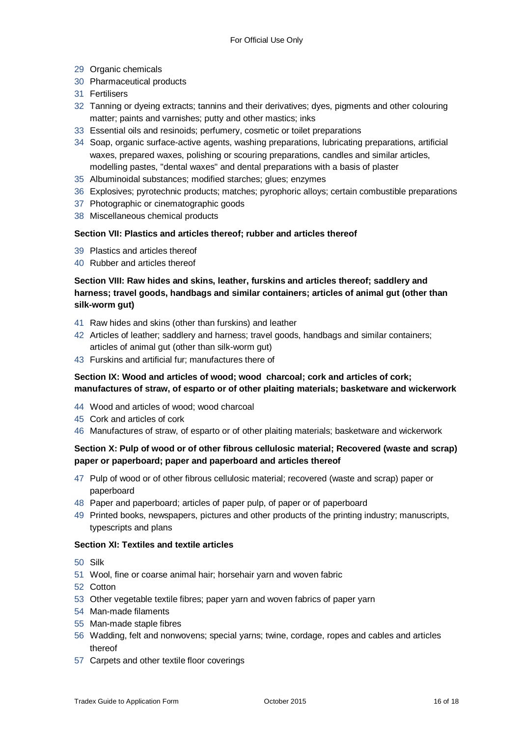- 29 Organic chemicals
- 30 Pharmaceutical products
- 31 Fertilisers
- 32 Tanning or dyeing extracts; tannins and their derivatives; dyes, pigments and other colouring matter; paints and varnishes; putty and other mastics; inks
- 33 Essential oils and resinoids; perfumery, cosmetic or toilet preparations
- 34 Soap, organic surface-active agents, washing preparations, lubricating preparations, artificial waxes, prepared waxes, polishing or scouring preparations, candles and similar articles, modelling pastes, "dental waxes" and dental preparations with a basis of plaster
- 35 Albuminoidal substances; modified starches; glues; enzymes
- 36 Explosives; pyrotechnic products; matches; pyrophoric alloys; certain combustible preparations
- 37 Photographic or cinematographic goods
- 38 Miscellaneous chemical products

**Section VII: Plastics and articles thereof; rubber and articles thereof**

- 39 Plastics and articles thereof
- 40 Rubber and articles thereof

**Section VIII: Raw hides and skins, leather, furskins and articles thereof; saddlery and harness; travel goods, handbags and similar containers; articles of animal gut (other than silk-worm gut)**

- 41 Raw hides and skins (other than furskins) and leather
- 42 Articles of leather; saddlery and harness; travel goods, handbags and similar containers; articles of animal gut (other than silk-worm gut)
- 43 Furskins and artificial fur; manufactures there of

**Section IX: Wood and articles of wood; wood charcoal; cork and articles of cork; manufactures of straw, of esparto or of other plaiting materials; basketware and wickerwork**

- 44 Wood and articles of wood; wood charcoal
- 45 Cork and articles of cork
- 46 Manufactures of straw, of esparto or of other plaiting materials; basketware and wickerwork

**Section X: Pulp of wood or of other fibrous cellulosic material; Recovered (waste and scrap) paper or paperboard; paper and paperboard and articles thereof**

- 47 Pulp of wood or of other fibrous cellulosic material; recovered (waste and scrap) paper or paperboard
- 48 Paper and paperboard; articles of paper pulp, of paper or of paperboard
- 49 Printed books, newspapers, pictures and other products of the printing industry; manuscripts, typescripts and plans

**Section XI: Textiles and textile articles**

- 50 Silk
- 51 Wool, fine or coarse animal hair; horsehair yarn and woven fabric
- 52 Cotton
- 53 Other vegetable textile fibres; paper yarn and woven fabrics of paper yarn
- 54 Man-made filaments
- 55 Man-made staple fibres
- 56 Wadding, felt and nonwovens; special yarns; twine, cordage, ropes and cables and articles thereof
- 57 Carpets and other textile floor coverings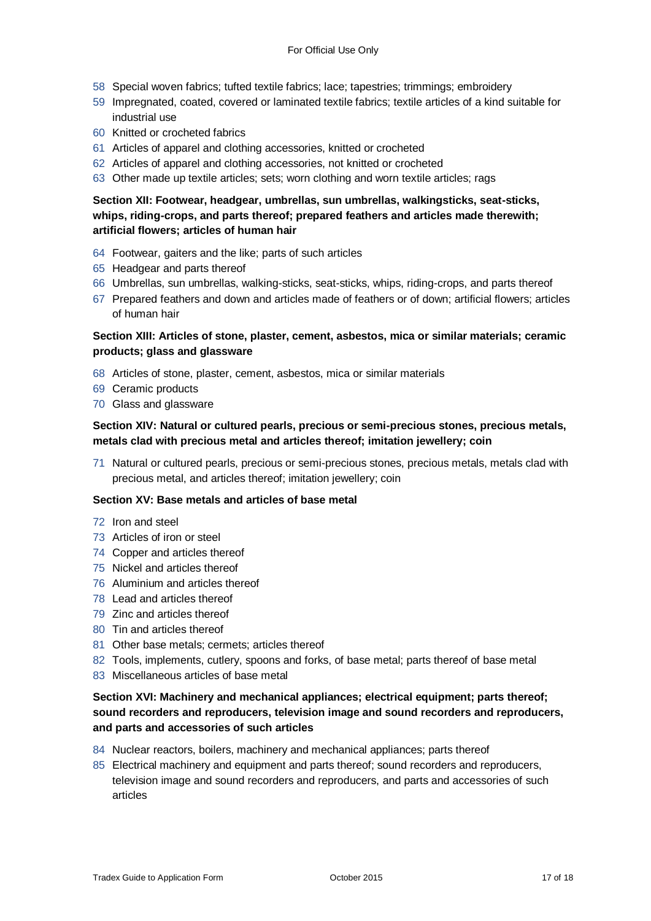- 58 Special woven fabrics; tufted textile fabrics; lace; tapestries; trimmings; embroidery
- 59 Impregnated, coated, covered or laminated textile fabrics; textile articles of a kind suitable for industrial use
- 60 Knitted or crocheted fabrics
- 61 Articles of apparel and clothing accessories, knitted or crocheted
- 62 Articles of apparel and clothing accessories, not knitted or crocheted
- 63 Other made up textile articles; sets; worn clothing and worn textile articles; rags

**Section XII: Footwear, headgear, umbrellas, sun umbrellas, walkingsticks, seat-sticks, whips, riding-crops, and parts thereof; prepared feathers and articles made therewith; artificial flowers; articles of human hair**

- 64 Footwear, gaiters and the like; parts of such articles
- 65 Headgear and parts thereof
- 66 Umbrellas, sun umbrellas, walking-sticks, seat-sticks, whips, riding-crops, and parts thereof
- 67 Prepared feathers and down and articles made of feathers or of down; artificial flowers; articles of human hair

**Section XIII: Articles of stone, plaster, cement, asbestos, mica or similar materials; ceramic products; glass and glassware**

- 68 Articles of stone, plaster, cement, asbestos, mica or similar materials
- 69 Ceramic products
- 70 Glass and glassware

**Section XIV: Natural or cultured pearls, precious or semi-precious stones, precious metals, metals clad with precious metal and articles thereof; imitation jewellery; coin**

- 71 Natural or cultured pearls, precious or semi-precious stones, precious metals, metals clad with precious metal, and articles thereof; imitation jewellery; coin

**Section XV: Base metals and articles of base metal**

- 72 Iron and steel
- 73 Articles of iron or steel
- 74 Copper and articles thereof
- 75 Nickel and articles thereof
- 76 Aluminium and articles thereof
- 78 Lead and articles thereof
- 79 Zinc and articles thereof
- 80 Tin and articles thereof
- 81 Other base metals; cermets; articles thereof
- 82 Tools, implements, cutlery, spoons and forks, of base metal; parts thereof of base metal
- 83 Miscellaneous articles of base metal

**Section XVI: Machinery and mechanical appliances; electrical equipment; parts thereof; sound recorders and reproducers, television image and sound recorders and reproducers, and parts and accessories of such articles**

- 84 Nuclear reactors, boilers, machinery and mechanical appliances; parts thereof
- 85 Electrical machinery and equipment and parts thereof; sound recorders and reproducers, television image and sound recorders and reproducers, and parts and accessories of such articles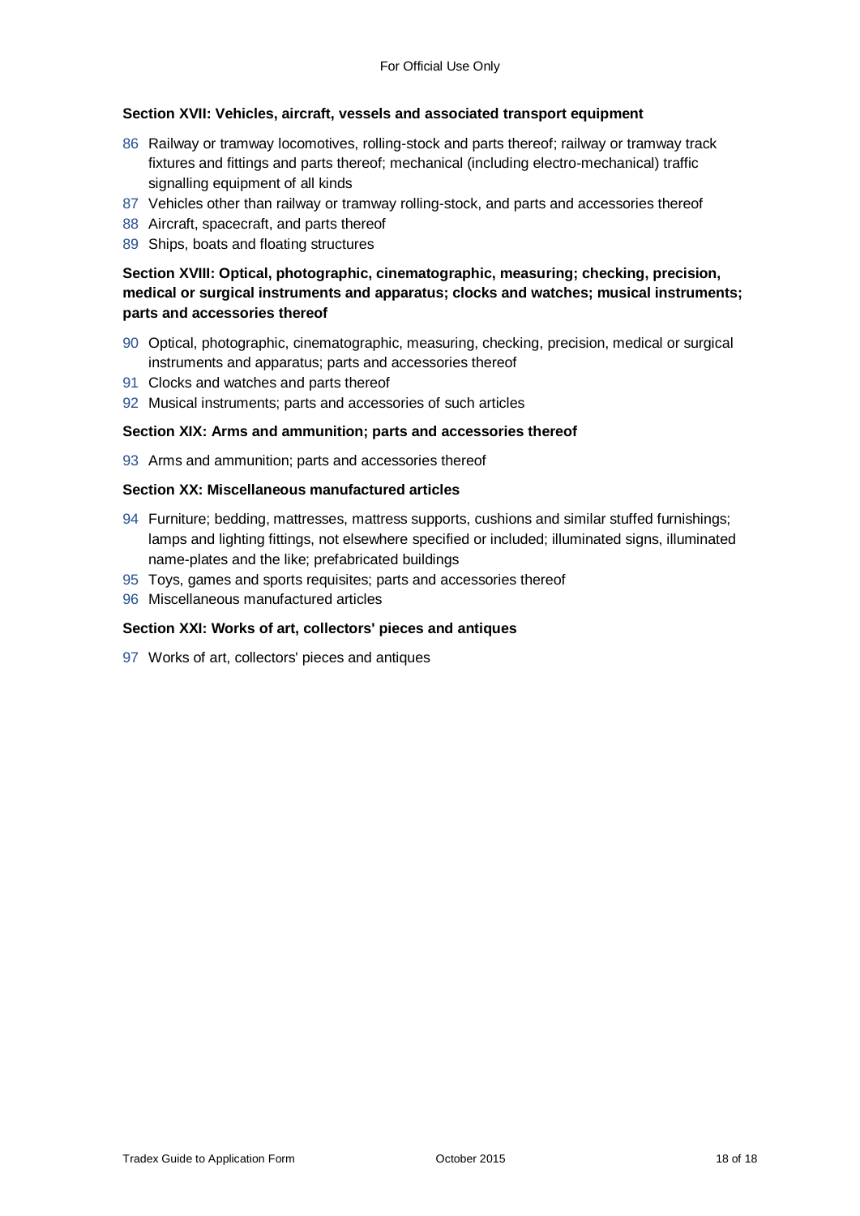**Section XVII: Vehicles, aircraft, vessels and associated transport equipment**

86 Railway or tramway locomotives, rolling-stock and parts thereof; railway or tramway track fixtures and fittings and parts thereof; mechanical (including electro-mechanical) traffic signalling equipment of all kinds

87 Vehicles other than railway or tramway rolling-stock, and parts and accessories thereof

88 Aircraft, spacecraft, and parts thereof

89 Ships, boats and floating structures

**Section XVIII: Optical, photographic, cinematographic, measuring; checking, precision, medical or surgical instruments and apparatus; clocks and watches; musical instruments; parts and accessories thereof**

90 Optical, photographic, cinematographic, measuring, checking, precision, medical or surgical instruments and apparatus; parts and accessories thereof

91 Clocks and watches and parts thereof

92 Musical instruments; parts and accessories of such articles

**Section XIX: Arms and ammunition; parts and accessories thereof**

93 Arms and ammunition; parts and accessories thereof

**Section XX: Miscellaneous manufactured articles**

94 Furniture; bedding, mattresses, mattress supports, cushions and similar stuffed furnishings; lamps and lighting fittings, not elsewhere specified or included; illuminated signs, illuminated name-plates and the like; prefabricated buildings

95 Toys, games and sports requisites; parts and accessories thereof

96 Miscellaneous manufactured articles

**Section XXI: Works of art, collectors' pieces and antiques**

97 Works of art, collectors' pieces and antiques